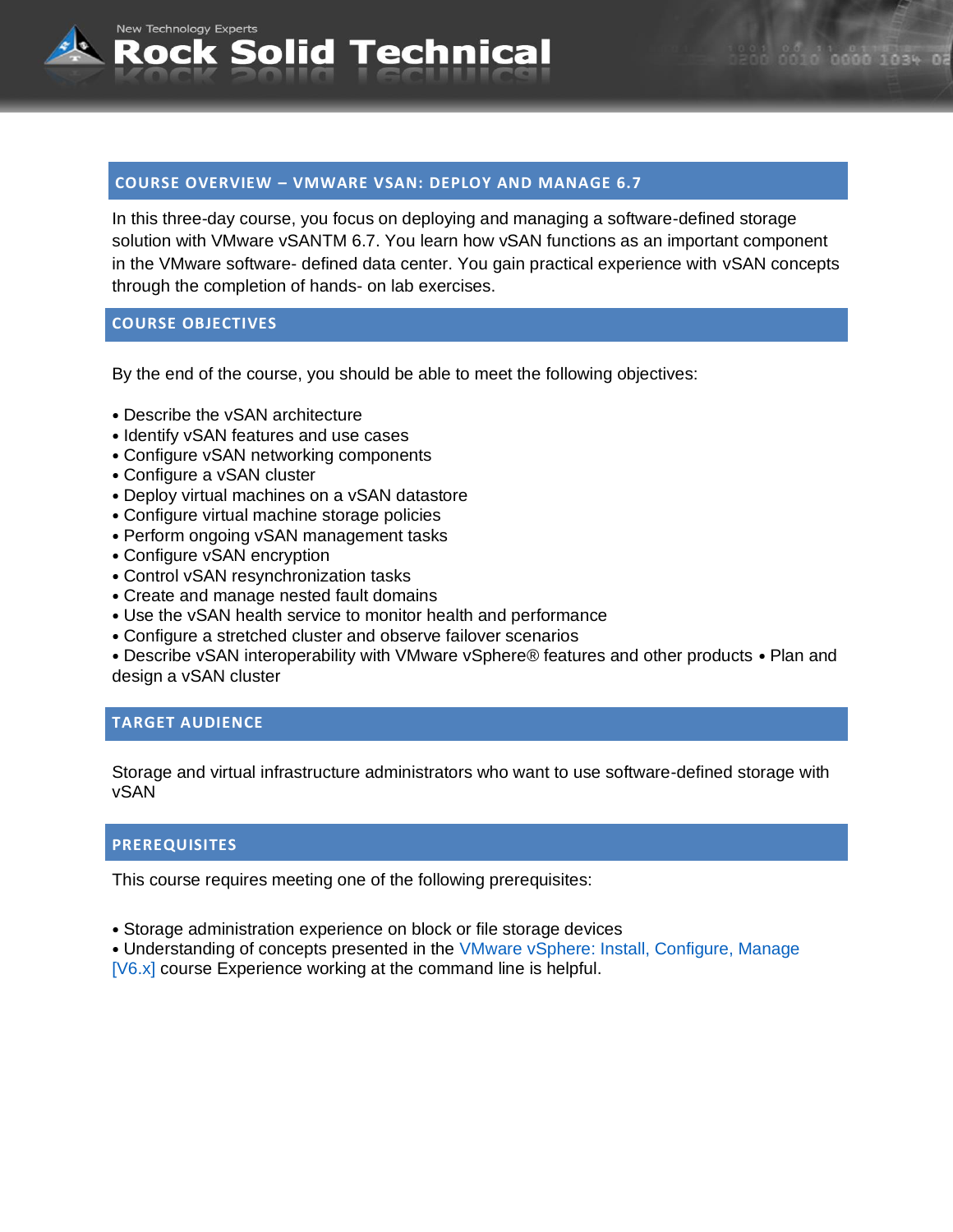## COURSE OVERVIEW – VMWARE VSAN: DEPLOY AND MANAGE 6.7

In this three-day course, you focus on deploying and managing a software-defined storage solution with VMware vSANTM 6.7. You learn how vSAN functions as an important component in the VMware software- defined data center. You gain practical experience with vSAN concepts through the completion of hands- on lab exercises.

## COURSE OBJECTIVES

By the end of the course, you should be able to meet the following objectives:

- Describe the vSAN architecture
- Identify vSAN features and use cases
- Configure vSAN networking components
- Configure a vSAN cluster
- Deploy virtual machines on a vSAN datastore
- Configure virtual machine storage policies
- Perform ongoing vSAN management tasks
- Configure vSAN encryption
- Control vSAN resynchronization tasks
- Create and manage nested fault domains
- Use the vSAN health service to monitor health and performance
- Configure a stretched cluster and observe failover scenarios
- Describe vSAN interoperability with VMware vSphere® features and other products • Plan and design a vSAN cluster

## TARGET AUDIENCE

Storage and virtual infrastructure administrators who want to use software-defined storage with vSAN

## PREREQUISITES

This course requires meeting one of the following prerequisites:

- Storage administration experience on block or file storage devices
- Understanding of concepts presented in the VMware vSphere: Install, Configure, Manage [V6.x] course Experience working at the command line is helpful.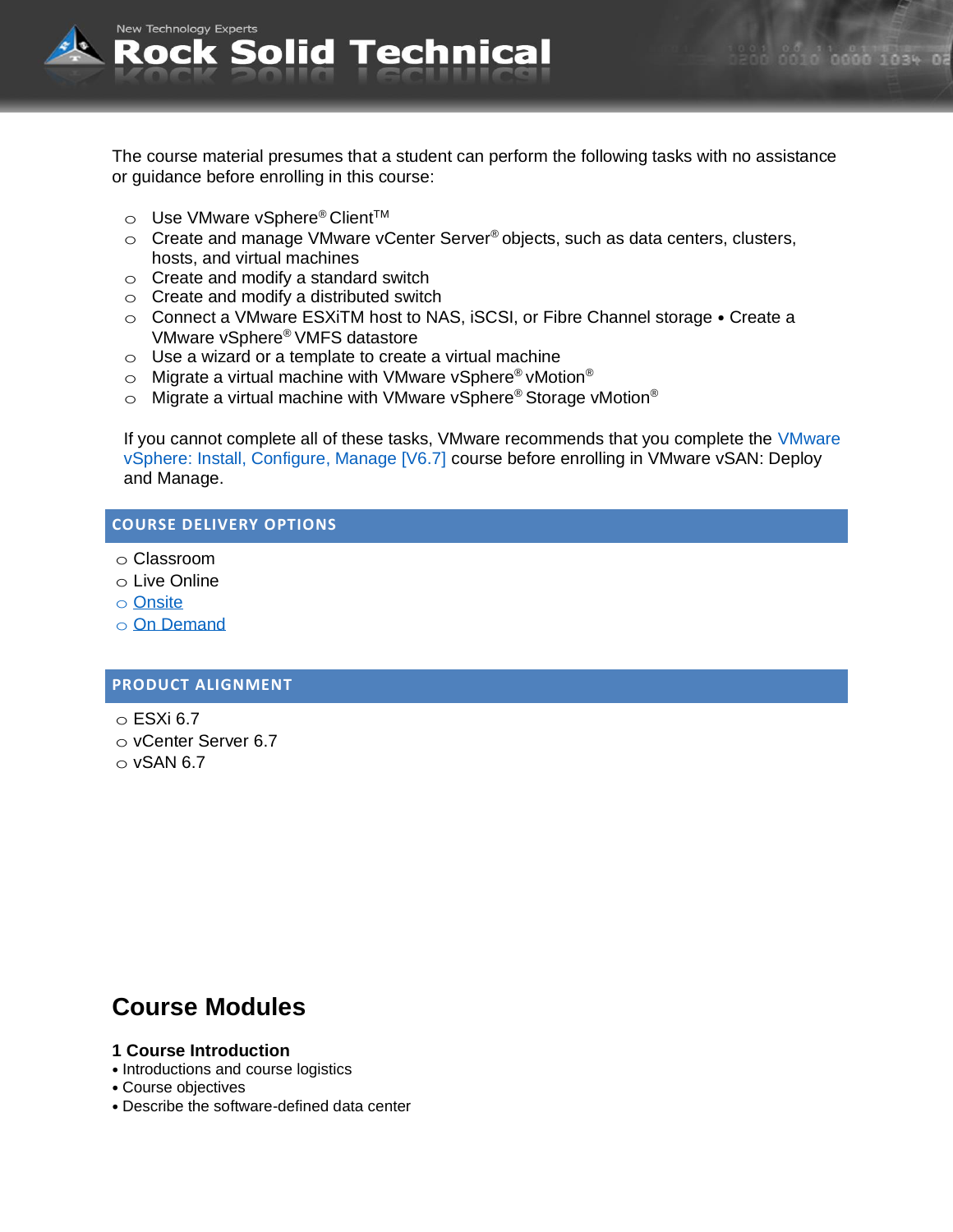The course material presumes that a student can perform the following tasks with no assistance or guidance before enrolling in this course:

- Use VMware vSphere® Client™
- Create and manage VMware vCenter Server® objects, such as data centers, clusters, hosts, and virtual machines
- Create and modify a standard switch
- Create and modify a distributed switch
- Connect a VMware ESXiTM host to NAS, iSCSI, or Fibre Channel storage • Create a VMware vSphere® VMFS datastore
- Use a wizard or a template to create a virtual machine
- Migrate a virtual machine with VMware vSphere® vMotion®
- Migrate a virtual machine with VMware vSphere® Storage vMotion®

If you cannot complete all of these tasks, VMware recommends that you complete the VMware vSphere: Install, Configure, Manage [V6.7] course before enrolling in VMware vSAN: Deploy and Manage.

## COURSE DELIVERY OPTIONS

- Classroom
- Live Online
- Onsite
- On Demand

## PRODUCT ALIGNMENT

- ESXi 6.7
- vCenter Server 6.7
- vSAN 6.7

# Course Modules

### 1 Course Introduction

- Introductions and course logistics
- Course objectives
- Describe the software-defined data center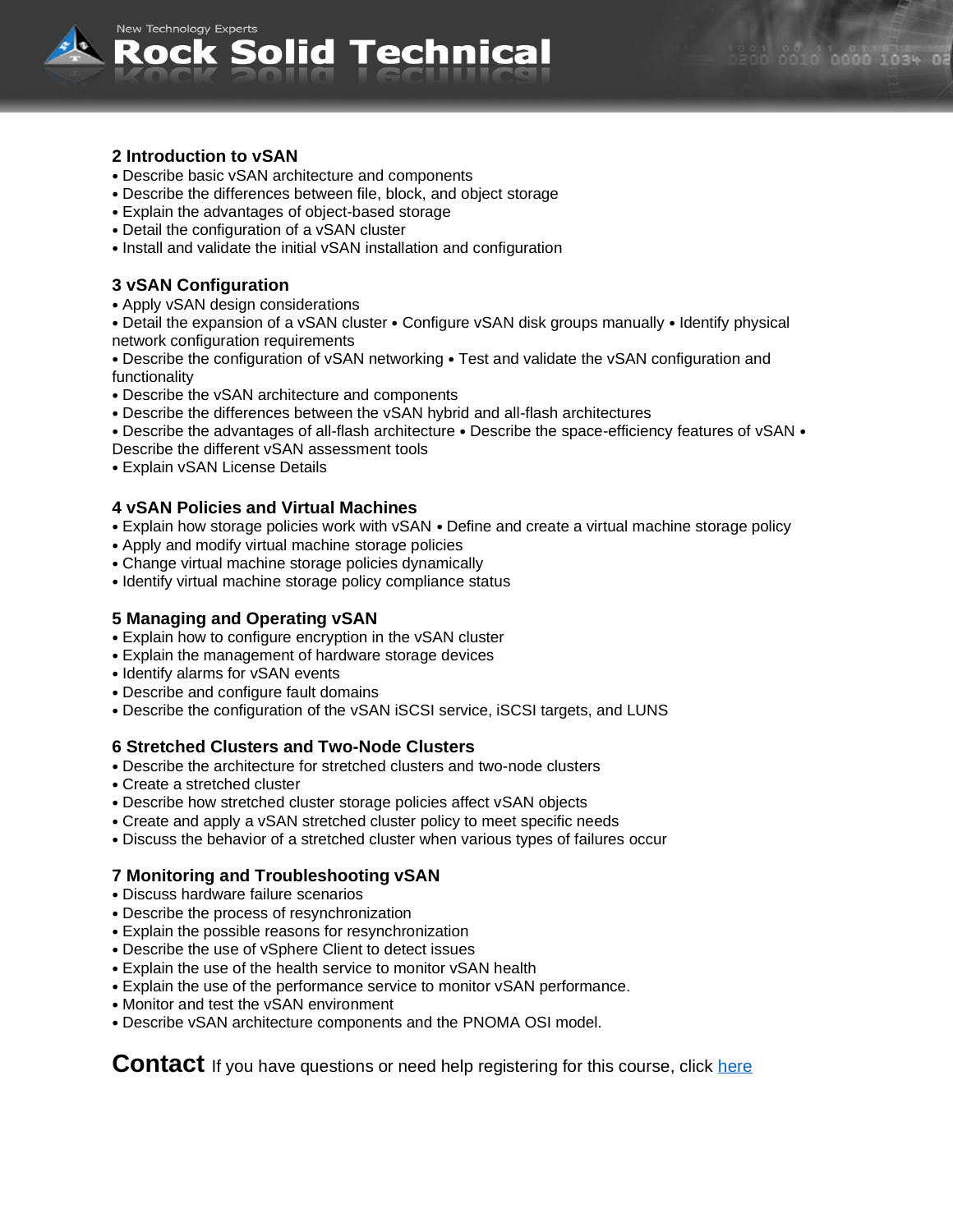## 2 Introduction to vSAN

- Describe basic vSAN architecture and components
- Describe the differences between file, block, and object storage
- Explain the advantages of object-based storage
- Detail the configuration of a vSAN cluster
- Install and validate the initial vSAN installation and configuration

## 3 vSAN Configuration

- Apply vSAN design considerations
- Detail the expansion of a vSAN cluster • Configure vSAN disk groups manually • Identify physical network configuration requirements
- Describe the configuration of vSAN networking • Test and validate the vSAN configuration and functionality
- Describe the vSAN architecture and components
- Describe the differences between the vSAN hybrid and all-flash architectures
- Describe the advantages of all-flash architecture • Describe the space-efficiency features of vSAN • Describe the different vSAN assessment tools
- Explain vSAN License Details

## 4 vSAN Policies and Virtual Machines

- Explain how storage policies work with vSAN • Define and create a virtual machine storage policy
- Apply and modify virtual machine storage policies
- Change virtual machine storage policies dynamically
- Identify virtual machine storage policy compliance status

## 5 Managing and Operating vSAN

- Explain how to configure encryption in the vSAN cluster
- Explain the management of hardware storage devices
- Identify alarms for vSAN events
- Describe and configure fault domains
- Describe the configuration of the vSAN iSCSI service, iSCSI targets, and LUNS

## 6 Stretched Clusters and Two-Node Clusters

- Describe the architecture for stretched clusters and two-node clusters
- Create a stretched cluster
- Describe how stretched cluster storage policies affect vSAN objects
- Create and apply a vSAN stretched cluster policy to meet specific needs
- Discuss the behavior of a stretched cluster when various types of failures occur

## 7 Monitoring and Troubleshooting vSAN

- Discuss hardware failure scenarios
- Describe the process of resynchronization
- Explain the possible reasons for resynchronization
- Describe the use of vSphere Client to detect issues
- Explain the use of the health service to monitor vSAN health
- Explain the use of the performance service to monitor vSAN performance.
- Monitor and test the vSAN environment
- Describe vSAN architecture components and the PNOMA OSI model.

**Contact** If you have questions or need help registering for this course, click here